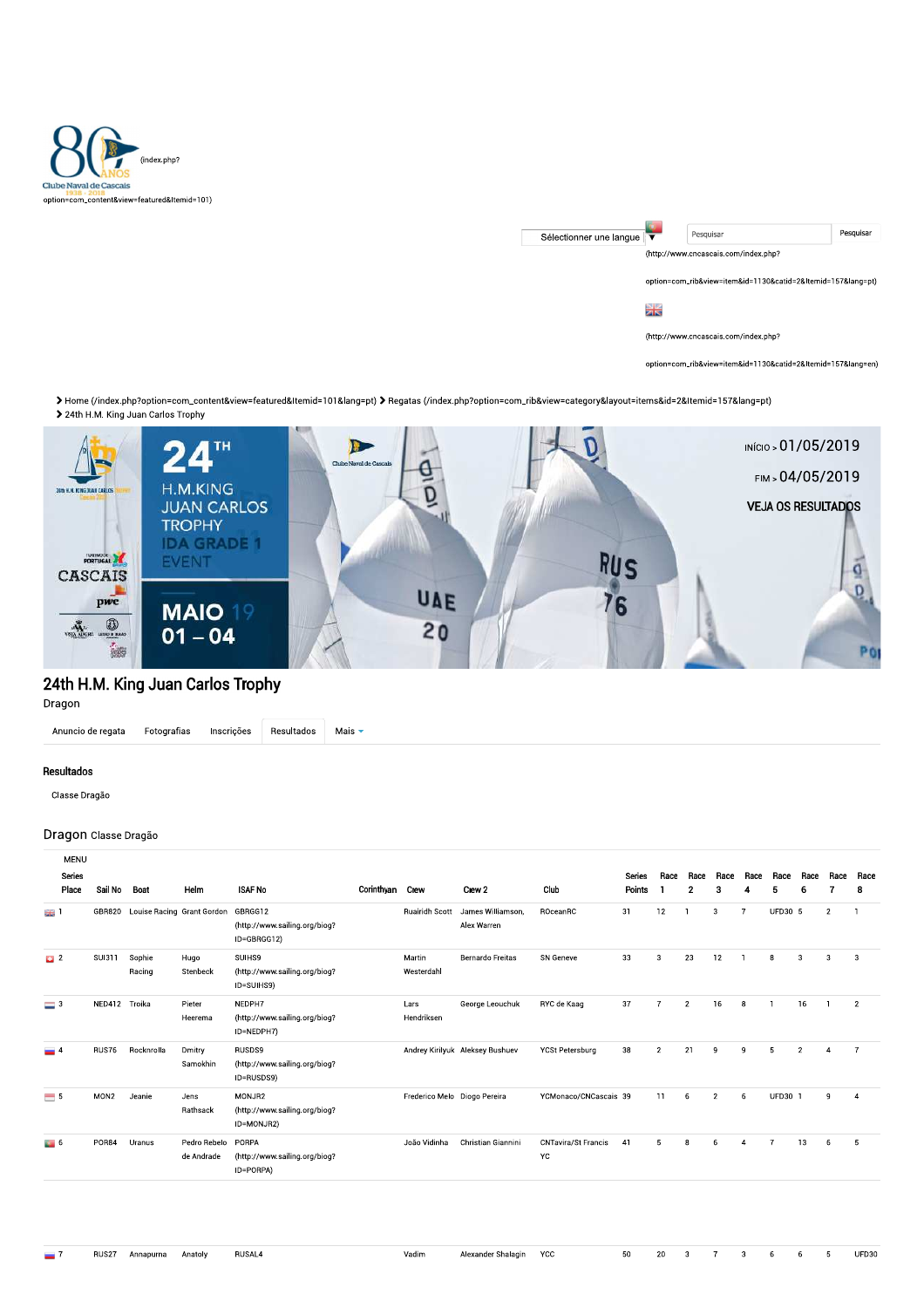(index.php?option=com_content&view=featured&Itemid=101)

Sélectionner une langue ▼

Pesquisar | Pesquisar

(http://www.cncascais.com/index.php?option=com_rib&view=item&id=1130&catid=2&Itemid=157&lang=pt)

(http://www.cncascais.com/index.php?option=com_rib&view=item&id=1130&catid=2&Itemid=157&lang=en)

> Home (/index.php?option=com_content&view=featured&Itemid=101&lang=pt) > Regatas (/index.php?option=com_rib&view=category&layout=items&id=2&Itemid=157&lang=pt)
> 24th H.M. King Juan Carlos Trophy

24TH H.M.KING JUAN CARLOS TROPHY IDA GRADE 1 EVENT

MAIO 19 01 – 04

INÍCIO > 01/05/2019

FIM > 04/05/2019

VEJA OS RESULTADOS

# 24th H.M. King Juan Carlos Trophy

Dragon

Anuncio de regata | Fotografias | Inscrições | Resultados | Mais

## Resultados

Classe Dragão

## Dragon Classe Dragão

MENU

| Series Place | Sail No | Boat | Helm | ISAF No | Corinthyan | Crew | Crew 2 | Club | Series Points | Race 1 | Race 2 | Race 3 | Race 4 | Race 5 | Race 6 | Race 7 | Race 8 |
|---|---|---|---|---|---|---|---|---|---|---|---|---|---|---|---|---|---|
| 1 | GBR820 | Louise Racing | Grant Gordon | GBRGG12 (http://www.sailing.org/biog?ID=GBRGG12) | | Ruairidh Scott | James Williamson, Alex Warren | ROceanRC | 31 | 12 | 1 | 3 | 7 | UFD30 | 5 | 2 | 1 |
| 2 | SUI311 | Sophie Racing | Hugo Stenbeck | SUIHS9 (http://www.sailing.org/biog?ID=SUIHS9) | | Martin Westerdahl | Bernardo Freitas | SN Geneve | 33 | 3 | 23 | 12 | 1 | 8 | 3 | 3 | 3 |
| 3 | NED412 | Troika | Pieter Heerema | NEDPH7 (http://www.sailing.org/biog?ID=NEDPH7) | | Lars Hendriksen | George Leouchuk | RYC de Kaag | 37 | 7 | 2 | 16 | 8 | 1 | 16 | 1 | 2 |
| 4 | RUS76 | Rocknrolla | Dmitry Samokhin | RUSDS9 (http://www.sailing.org/biog?ID=RUSDS9) | | Andrey Kirilyuk | Aleksey Bushuev | YCSt Petersburg | 38 | 2 | 21 | 9 | 9 | 5 | 2 | 4 | 7 |
| 5 | MON2 | Jeanie | Jens Rathsack | MONJR2 (http://www.sailing.org/biog?ID=MONJR2) | | Frederico Melo | Diogo Pereira | YCMonaco/CNCascais | 39 | 11 | 6 | 2 | 6 | UFD30 | 1 | 9 | 4 |
| 6 | POR84 | Uranus | Pedro Rebelo de Andrade | PORPA (http://www.sailing.org/biog?ID=PORPA) | | João Vidinha | Christian Giannini | CNTavira/St Francis YC | 41 | 5 | 8 | 6 | 4 | 7 | 13 | 6 | 5 |
| 7 | RUS27 | Annapurna | Anatoly | RUSAL4 | | Vadim | Alexander Shalagin | YCC | 50 | 20 | 3 | 7 | 3 | 6 | 6 | 5 | UFD30 |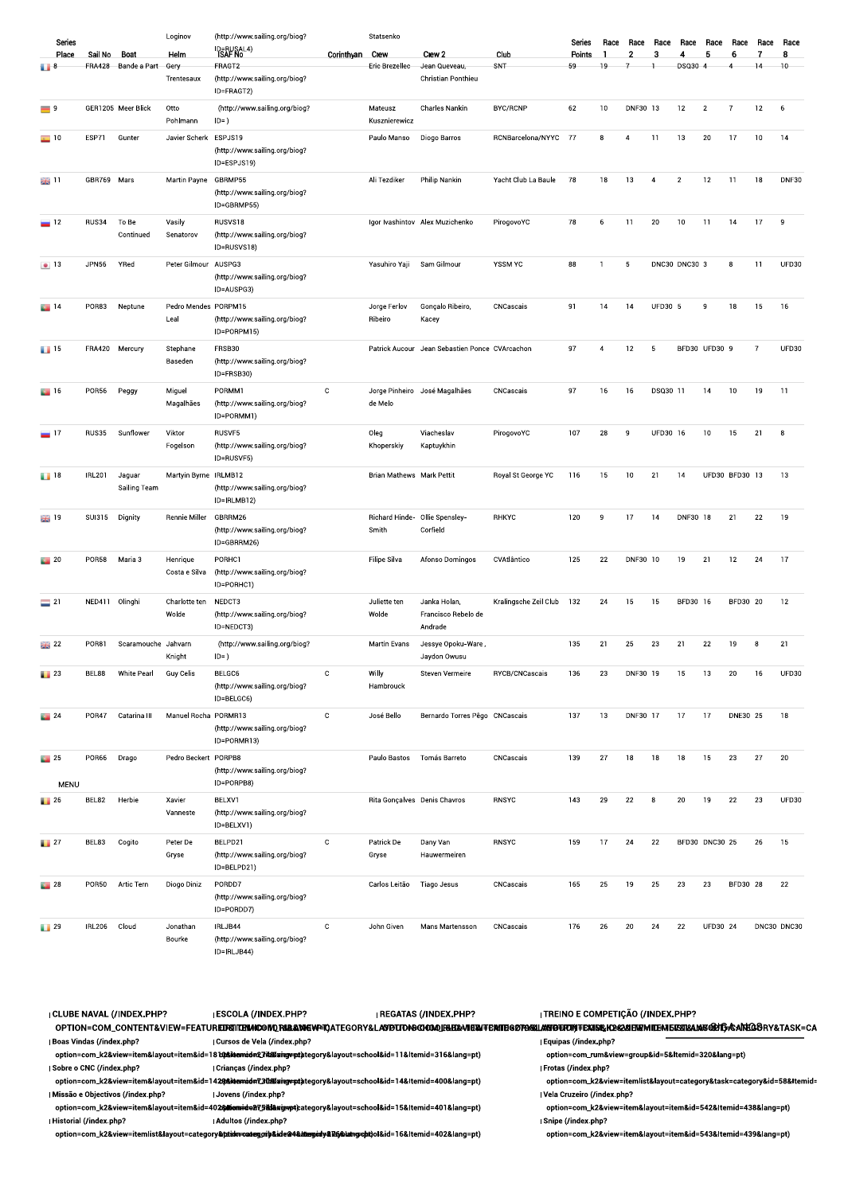| Series Place | Sail No | Boat | Helm | ISAF No | Corinthyan | Crew | Crew 2 | Club | Series Points | Race 1 | Race 2 | Race 3 | Race 4 | Race 5 | Race 6 | Race 7 | Race 8 |
|---|---|---|---|---|---|---|---|---|---|---|---|---|---|---|---|---|---|
| | | | Loginov | (http://www.sailing.org/biog?ID=RUSAL4) | | Statsenko | | | | | | | | | | | |
| 8 | FRA428 | Bande a Part | Gery Trentesaux | FRAGT2 (http://www.sailing.org/biog?ID=FRAGT2) | | Eric Brezellec | Jean Queveau, Christian Ponthieu | SNT | 59 | 19 | 7 | 1 | DSQ30 | 4 | 4 | 14 | 10 |
| 9 | GER1205 | Meer Blick | Otto Pohlmann | (http://www.sailing.org/biog?ID= ) | | Mateusz Kusznierewicz | Charles Nankin | BYC/RCNP | 62 | 10 | DNF30 | 13 | 12 | 2 | 7 | 12 | 6 |
| 10 | ESP71 | Gunter | Javier Scherk | ESPJS19 (http://www.sailing.org/biog?ID=ESPJS19) | | Paulo Manso | Diogo Barros | RCNBarcelona/NYYC | 77 | 8 | 4 | 11 | 13 | 20 | 17 | 10 | 14 |
| 11 | GBR769 | Mars | Martin Payne | GBRMP55 (http://www.sailing.org/biog?ID=GBRMP55) | | Ali Tezdiker | Philip Nankin | Yacht Club La Baule | 78 | 18 | 13 | 4 | 2 | 12 | 11 | 18 | DNF30 |
| 12 | RUS34 | To Be Continued | Vasily Senatorov | RUSVS18 (http://www.sailing.org/biog?ID=RUSVS18) | | Igor Ivashintov | Alex Muzichenko | PirogovoYC | 78 | 6 | 11 | 20 | 10 | 11 | 14 | 17 | 9 |
| 13 | JPN56 | YRed | Peter Gilmour | AUSPG3 (http://www.sailing.org/biog?ID=AUSPG3) | | Yasuhiro Yaji | Sam Gilmour | YSSM YC | 88 | 1 | 5 | DNC30 | DNC30 | 3 | 8 | 11 | UFD30 |
| 14 | POR83 | Neptune | Pedro Mendes Leal | PORPM15 (http://www.sailing.org/biog?ID=PORPM15) | | Jorge Ferlov Ribeiro | Gonçalo Ribeiro, Kacey | CNCascais | 91 | 14 | 14 | UFD30 | 5 | 9 | 18 | 15 | 16 |
| 15 | FRA420 | Mercury | Stephane Baseden | FRSB30 (http://www.sailing.org/biog?ID=FRSB30) | | Patrick Aucour | Jean Sebastien Ponce | CVArcachon | 97 | 4 | 12 | 5 | BFD30 | UFD30 | 9 | 7 | UFD30 |
| 16 | POR56 | Peggy | Miguel Magalhães | PORMM1 (http://www.sailing.org/biog?ID=PORMM1) | C | Jorge Pinheiro de Melo | José Magalhães | CNCascais | 97 | 16 | 16 | DSQ30 | 11 | 14 | 10 | 19 | 11 |
| 17 | RUS35 | Sunflower | Viktor Fogelson | RUSVF5 (http://www.sailing.org/biog?ID=RUSVF5) | | Oleg Khoperskiy | Viacheslav Kaptuykhin | PirogovoYC | 107 | 28 | 9 | UFD30 | 16 | 10 | 15 | 21 | 8 |
| 18 | IRL201 | Jaguar Sailing Team | Martyin Byrne | IRLMB12 (http://www.sailing.org/biog?ID=IRLMB12) | | Brian Mathews | Mark Pettit | Royal St George YC | 116 | 15 | 10 | 21 | 14 | UFD30 | BFD30 | 13 | 13 |
| 19 | SUI315 | Dignity | Rennie Miller | GBRRM26 (http://www.sailing.org/biog?ID=GBRRM26) | | Richard Hinde-Smith | Ollie Spensley-Corfield | RHKYC | 120 | 9 | 17 | 14 | DNF30 | 18 | 21 | 22 | 19 |
| 20 | POR58 | Maria 3 | Henrique Costa e Silva | PORHC1 (http://www.sailing.org/biog?ID=PORHC1) | | Filipe Silva | Afonso Domingos | CVAtlântico | 125 | 22 | DNF30 | 10 | 19 | 21 | 12 | 24 | 17 |
| 21 | NED411 | Olinghi | Charlotte ten Wolde | NEDCT3 (http://www.sailing.org/biog?ID=NEDCT3) | | Juliette ten Wolde | Janka Holan, Francisco Rebelo de Andrade | Kralingsche Zeil Club | 132 | 24 | 15 | 15 | BFD30 | 16 | BFD30 | 20 | 12 |
| 22 | POR81 | Scaramouche | Jahvarn Knight | (http://www.sailing.org/biog?ID= ) | | Martin Evans | Jessye Opoku-Ware , Jaydon Owusu | | 135 | 21 | 25 | 23 | 21 | 22 | 19 | 8 | 21 |
| 23 | BEL88 | White Pearl | Guy Celis | BELGC6 (http://www.sailing.org/biog?ID=BELGC6) | C | Willy Hambrouck | Steven Vermeire | RYCB/CNCascais | 136 | 23 | DNF30 | 19 | 15 | 13 | 20 | 16 | UFD30 |
| 24 | POR47 | Catarina III | Manuel Rocha | PORMR13 (http://www.sailing.org/biog?ID=PORMR13) | C | José Bello | Bernardo Torres Pêgo | CNCascais | 137 | 13 | DNF30 | 17 | 17 | 17 | DNE30 | 25 | 18 |
| 25 | POR66 | Drago | Pedro Beckert | PORPB8 (http://www.sailing.org/biog?ID=PORPB8) | | Paulo Bastos | Tomás Barreto | CNCascais | 139 | 27 | 18 | 18 | 18 | 15 | 23 | 27 | 20 |
| 26 | BEL82 | Herbie | Xavier Vanneste | BELXV1 (http://www.sailing.org/biog?ID=BELXV1) | | Rita Gonçalves | Denis Chavros | RNSYC | 143 | 29 | 22 | 8 | 20 | 19 | 22 | 23 | UFD30 |
| 27 | BEL83 | Cogito | Peter De Gryse | BELPD21 (http://www.sailing.org/biog?ID=BELPD21) | C | Patrick De Gryse | Dany Van Hauwermeiren | RNSYC | 159 | 17 | 24 | 22 | BFD30 | DNC30 | 25 | 26 | 15 |
| 28 | POR50 | Artic Tern | Diogo Diniz | PORDD7 (http://www.sailing.org/biog?ID=PORDD7) | | Carlos Leitão | Tiago Jesus | CNCascais | 165 | 25 | 19 | 25 | 23 | 23 | BFD30 | 28 | 22 |
| 29 | IRL206 | Cloud | Jonathan Bourke | IRLJB44 (http://www.sailing.org/biog?ID=IRLJB44) | C | John Given | Mans Martensson | CNCascais | 176 | 26 | 20 | 24 | 22 | UFD30 | 24 | DNC30 | DNC30 |

MENU

- CLUBE NAVAL (/INDEX.PHP?OPTION=COM_CONTENT&VIEW=FEATURED&ITEMID=101&LANG=PT)
  - Boas Vindas (/index.php?option=com_k2&view=item&layout=item&id=18&Itemid=274&lang=pt)
  - Sobre o CNC (/index.php?option=com_k2&view=item&layout=item&id=142&Itemid=273&lang=pt)
  - Missão e Objectivos (/index.php?option=com_k2&view=item&layout=item&id=402&Itemid=275&lang=pt)
  - Historial (/index.php?option=com_k2&view=itemlist&layout=category&task=category&id=4&Itemid=276&lang=pt)
- ESCOLA (/INDEX.PHP?OPTION=COM_RUM&VIEW=CATEGORY&LAYOUT=SCHOOL&ID=11&ITEMID=316&LANG=PT)
  - Cursos de Vela (/index.php?option=com_rum&view=category&layout=school&id=11&Itemid=316&lang=pt)
  - Crianças (/index.php?option=com_rum&view=category&layout=school&id=14&Itemid=400&lang=pt)
  - Jovens (/index.php?option=com_rum&view=category&layout=school&id=15&Itemid=401&lang=pt)
  - Adultos (/index.php?option=com_rum&view=category&layout=school&id=16&Itemid=402&lang=pt)
- REGATAS (/INDEX.PHP?OPTION=COM_K2&VIEW=ITEMLIST&LAYOUT=CATEGORY&TASK=CATEGORY&ID=5&ITEMID=...)
- TREINO E COMPETIÇÃO (/INDEX.PHP?OPTION=COM_K2&VIEW=ITEMLIST&LAYOUT=CATEGORY&TASK=CA...)
  - Equipas (/index.php?option=com_rum&view=group&id=5&Itemid=320&lang=pt)
  - Frotas (/index.php?option=com_k2&view=itemlist&layout=category&task=category&id=58&Itemid=...)
  - Vela Cruzeiro (/index.php?option=com_k2&view=item&layout=item&id=542&Itemid=438&lang=pt)
  - Snipe (/index.php?option=com_k2&view=item&layout=item&id=543&Itemid=439&lang=pt)